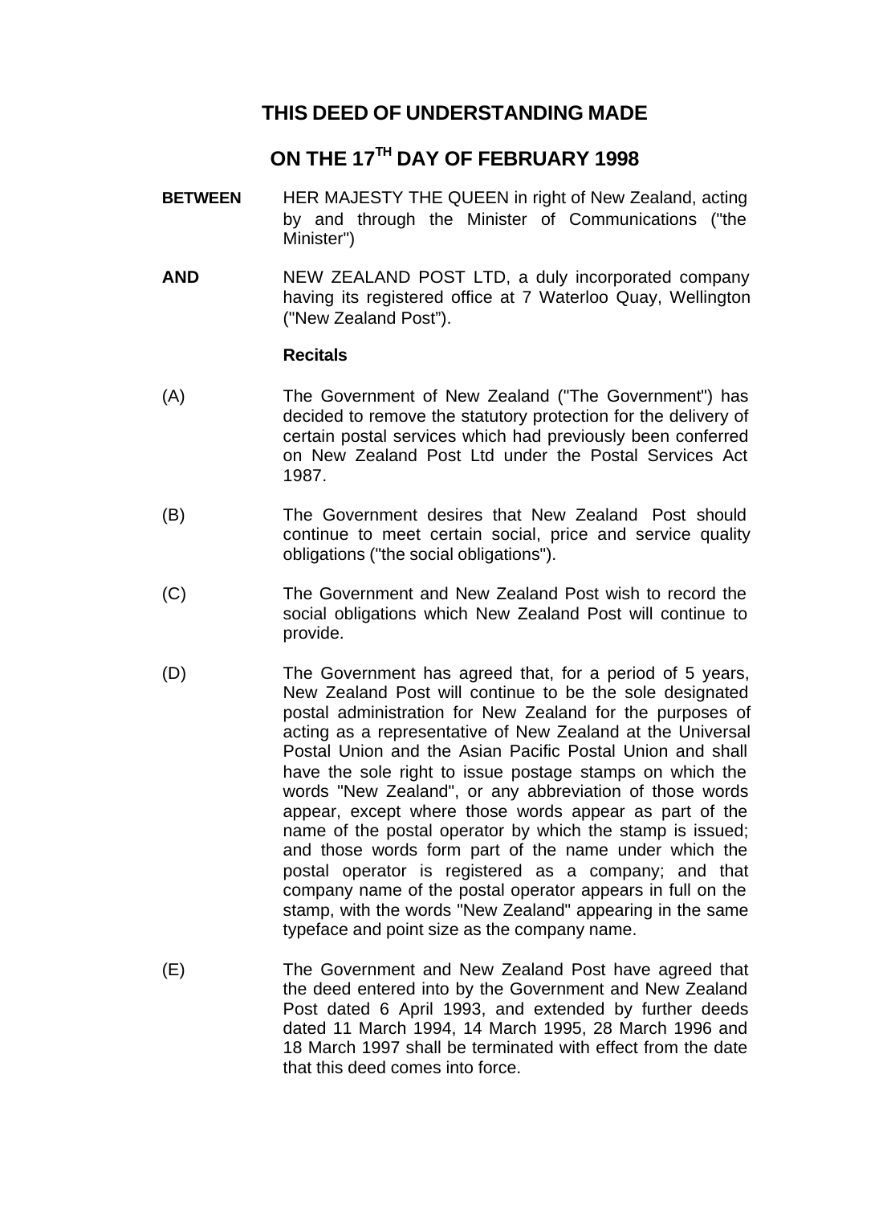# THIS DEED OF UNDERSTANDING MADE

# ON THE 17TH DAY OF FEBRUARY 1998

**BETWEEN** HER MAJESTY THE QUEEN in right of New Zealand, acting by and through the Minister of Communications ("the Minister")

**AND** NEW ZEALAND POST LTD, a duly incorporated company having its registered office at 7 Waterloo Quay, Wellington ("New Zealand Post").

**Recitals**

(A) The Government of New Zealand ("The Government") has decided to remove the statutory protection for the delivery of certain postal services which had previously been conferred on New Zealand Post Ltd under the Postal Services Act 1987.

(B) The Government desires that New Zealand Post should continue to meet certain social, price and service quality obligations ("the social obligations").

(C) The Government and New Zealand Post wish to record the social obligations which New Zealand Post will continue to provide.

(D) The Government has agreed that, for a period of 5 years, New Zealand Post will continue to be the sole designated postal administration for New Zealand for the purposes of acting as a representative of New Zealand at the Universal Postal Union and the Asian Pacific Postal Union and shall have the sole right to issue postage stamps on which the words "New Zealand", or any abbreviation of those words appear, except where those words appear as part of the name of the postal operator by which the stamp is issued; and those words form part of the name under which the postal operator is registered as a company; and that company name of the postal operator appears in full on the stamp, with the words "New Zealand" appearing in the same typeface and point size as the company name.

(E) The Government and New Zealand Post have agreed that the deed entered into by the Government and New Zealand Post dated 6 April 1993, and extended by further deeds dated 11 March 1994, 14 March 1995, 28 March 1996 and 18 March 1997 shall be terminated with effect from the date that this deed comes into force.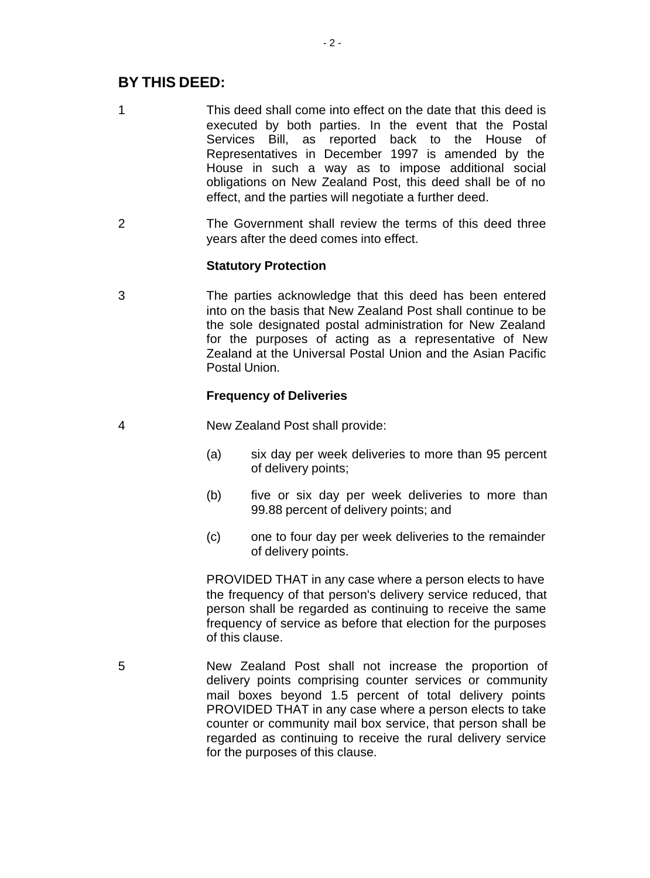## BY THIS DEED:

1 This deed shall come into effect on the date that this deed is executed by both parties. In the event that the Postal Services Bill, as reported back to the House of Representatives in December 1997 is amended by the House in such a way as to impose additional social obligations on New Zealand Post, this deed shall be of no effect, and the parties will negotiate a further deed.

2 The Government shall review the terms of this deed three years after the deed comes into effect.

**Statutory Protection**

3 The parties acknowledge that this deed has been entered into on the basis that New Zealand Post shall continue to be the sole designated postal administration for New Zealand for the purposes of acting as a representative of New Zealand at the Universal Postal Union and the Asian Pacific Postal Union.

**Frequency of Deliveries**

4 New Zealand Post shall provide:

(a) six day per week deliveries to more than 95 percent of delivery points;

(b) five or six day per week deliveries to more than 99.88 percent of delivery points; and

(c) one to four day per week deliveries to the remainder of delivery points.

PROVIDED THAT in any case where a person elects to have the frequency of that person's delivery service reduced, that person shall be regarded as continuing to receive the same frequency of service as before that election for the purposes of this clause.

5 New Zealand Post shall not increase the proportion of delivery points comprising counter services or community mail boxes beyond 1.5 percent of total delivery points PROVIDED THAT in any case where a person elects to take counter or community mail box service, that person shall be regarded as continuing to receive the rural delivery service for the purposes of this clause.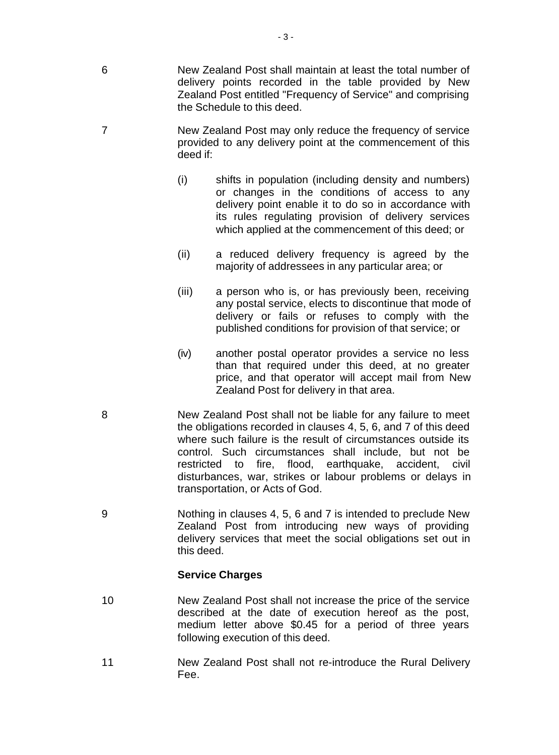6 New Zealand Post shall maintain at least the total number of delivery points recorded in the table provided by New Zealand Post entitled "Frequency of Service" and comprising the Schedule to this deed.

7 New Zealand Post may only reduce the frequency of service provided to any delivery point at the commencement of this deed if:

(i) shifts in population (including density and numbers) or changes in the conditions of access to any delivery point enable it to do so in accordance with its rules regulating provision of delivery services which applied at the commencement of this deed; or

(ii) a reduced delivery frequency is agreed by the majority of addressees in any particular area; or

(iii) a person who is, or has previously been, receiving any postal service, elects to discontinue that mode of delivery or fails or refuses to comply with the published conditions for provision of that service; or

(iv) another postal operator provides a service no less than that required under this deed, at no greater price, and that operator will accept mail from New Zealand Post for delivery in that area.

8 New Zealand Post shall not be liable for any failure to meet the obligations recorded in clauses 4, 5, 6, and 7 of this deed where such failure is the result of circumstances outside its control. Such circumstances shall include, but not be restricted to fire, flood, earthquake, accident, civil disturbances, war, strikes or labour problems or delays in transportation, or Acts of God.

9 Nothing in clauses 4, 5, 6 and 7 is intended to preclude New Zealand Post from introducing new ways of providing delivery services that meet the social obligations set out in this deed.

**Service Charges**

10 New Zealand Post shall not increase the price of the service described at the date of execution hereof as the post, medium letter above $0.45 for a period of three years following execution of this deed.

11 New Zealand Post shall not re-introduce the Rural Delivery Fee.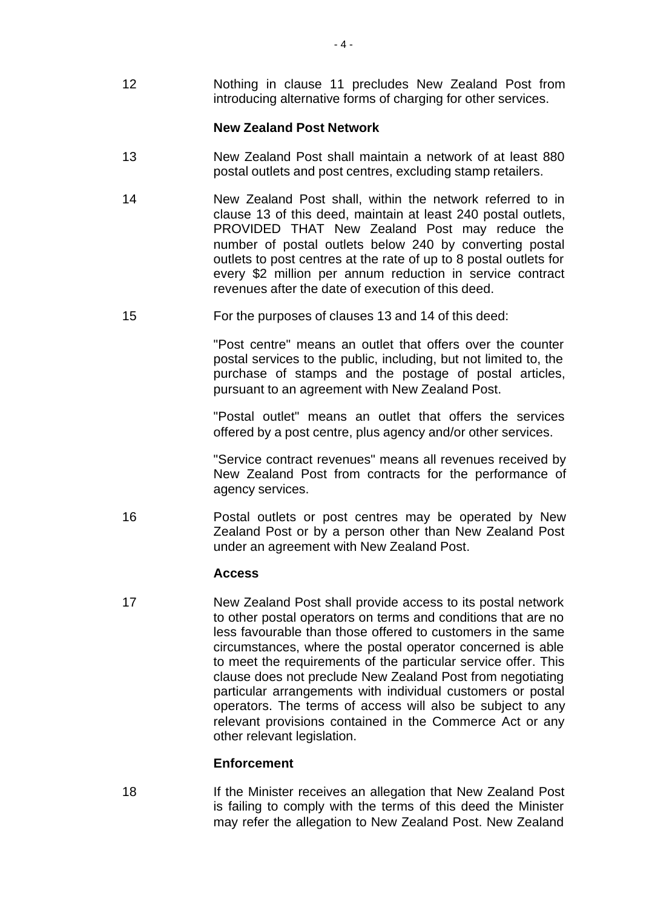12 Nothing in clause 11 precludes New Zealand Post from introducing alternative forms of charging for other services.

**New Zealand Post Network**

13 New Zealand Post shall maintain a network of at least 880 postal outlets and post centres, excluding stamp retailers.

14 New Zealand Post shall, within the network referred to in clause 13 of this deed, maintain at least 240 postal outlets, PROVIDED THAT New Zealand Post may reduce the number of postal outlets below 240 by converting postal outlets to post centres at the rate of up to 8 postal outlets for every $2 million per annum reduction in service contract revenues after the date of execution of this deed.

15 For the purposes of clauses 13 and 14 of this deed:

"Post centre" means an outlet that offers over the counter postal services to the public, including, but not limited to, the purchase of stamps and the postage of postal articles, pursuant to an agreement with New Zealand Post.

"Postal outlet" means an outlet that offers the services offered by a post centre, plus agency and/or other services.

"Service contract revenues" means all revenues received by New Zealand Post from contracts for the performance of agency services.

16 Postal outlets or post centres may be operated by New Zealand Post or by a person other than New Zealand Post under an agreement with New Zealand Post.

**Access**

17 New Zealand Post shall provide access to its postal network to other postal operators on terms and conditions that are no less favourable than those offered to customers in the same circumstances, where the postal operator concerned is able to meet the requirements of the particular service offer. This clause does not preclude New Zealand Post from negotiating particular arrangements with individual customers or postal operators. The terms of access will also be subject to any relevant provisions contained in the Commerce Act or any other relevant legislation.

**Enforcement**

18 If the Minister receives an allegation that New Zealand Post is failing to comply with the terms of this deed the Minister may refer the allegation to New Zealand Post. New Zealand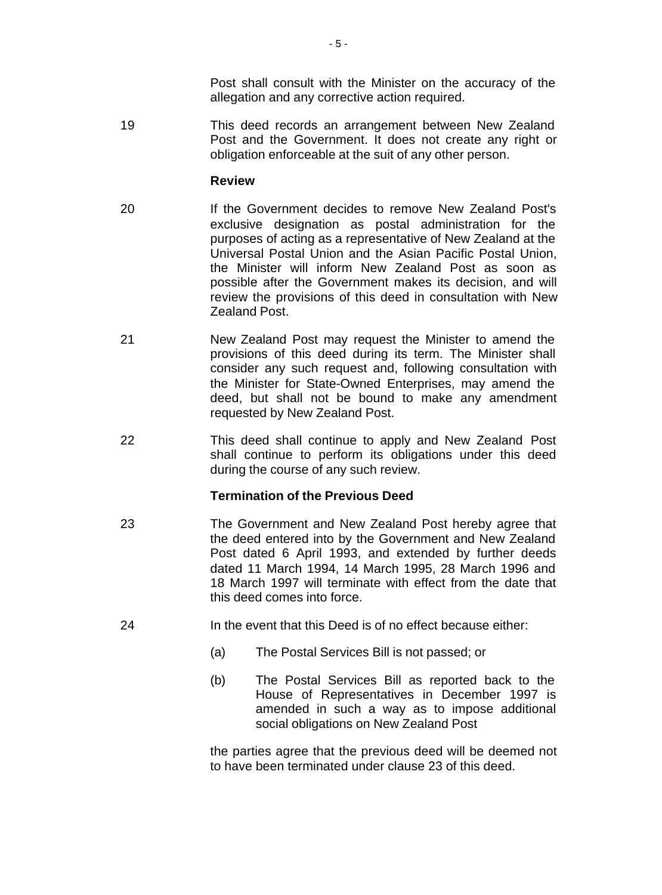Post shall consult with the Minister on the accuracy of the allegation and any corrective action required.

19 This deed records an arrangement between New Zealand Post and the Government. It does not create any right or obligation enforceable at the suit of any other person.

**Review**

20 If the Government decides to remove New Zealand Post's exclusive designation as postal administration for the purposes of acting as a representative of New Zealand at the Universal Postal Union and the Asian Pacific Postal Union, the Minister will inform New Zealand Post as soon as possible after the Government makes its decision, and will review the provisions of this deed in consultation with New Zealand Post.

21 New Zealand Post may request the Minister to amend the provisions of this deed during its term. The Minister shall consider any such request and, following consultation with the Minister for State-Owned Enterprises, may amend the deed, but shall not be bound to make any amendment requested by New Zealand Post.

22 This deed shall continue to apply and New Zealand Post shall continue to perform its obligations under this deed during the course of any such review.

**Termination of the Previous Deed**

23 The Government and New Zealand Post hereby agree that the deed entered into by the Government and New Zealand Post dated 6 April 1993, and extended by further deeds dated 11 March 1994, 14 March 1995, 28 March 1996 and 18 March 1997 will terminate with effect from the date that this deed comes into force.

24 In the event that this Deed is of no effect because either:

(a) The Postal Services Bill is not passed; or

(b) The Postal Services Bill as reported back to the House of Representatives in December 1997 is amended in such a way as to impose additional social obligations on New Zealand Post

the parties agree that the previous deed will be deemed not to have been terminated under clause 23 of this deed.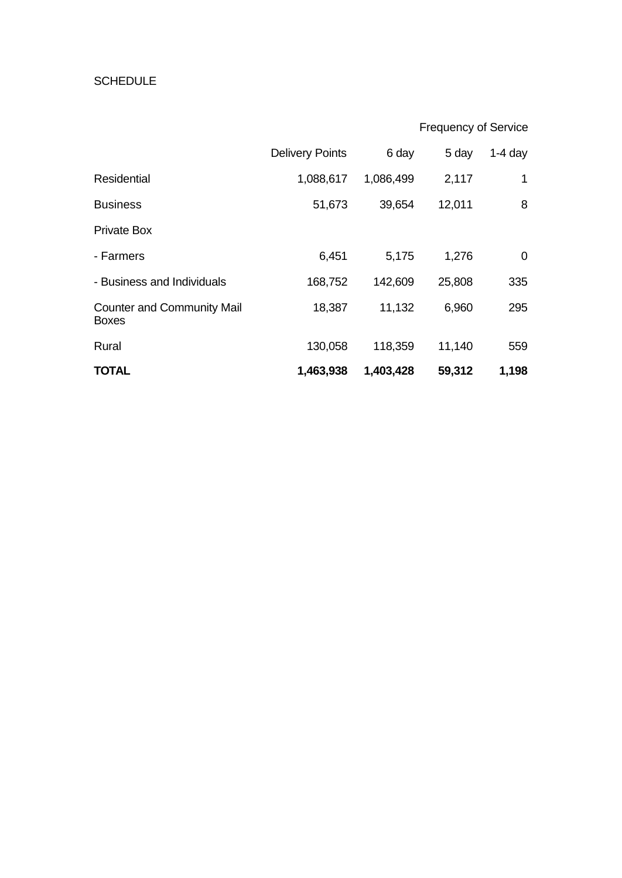SCHEDULE

| | | Frequency of Service | | |
|---|---|---|---|---|
| | Delivery Points | 6 day | 5 day | 1-4 day |
| Residential | 1,088,617 | 1,086,499 | 2,117 | 1 |
| Business | 51,673 | 39,654 | 12,011 | 8 |
| Private Box | | | | |
| - Farmers | 6,451 | 5,175 | 1,276 | 0 |
| - Business and Individuals | 168,752 | 142,609 | 25,808 | 335 |
| Counter and Community Mail Boxes | 18,387 | 11,132 | 6,960 | 295 |
| Rural | 130,058 | 118,359 | 11,140 | 559 |
| **TOTAL** | **1,463,938** | **1,403,428** | **59,312** | **1,198** |